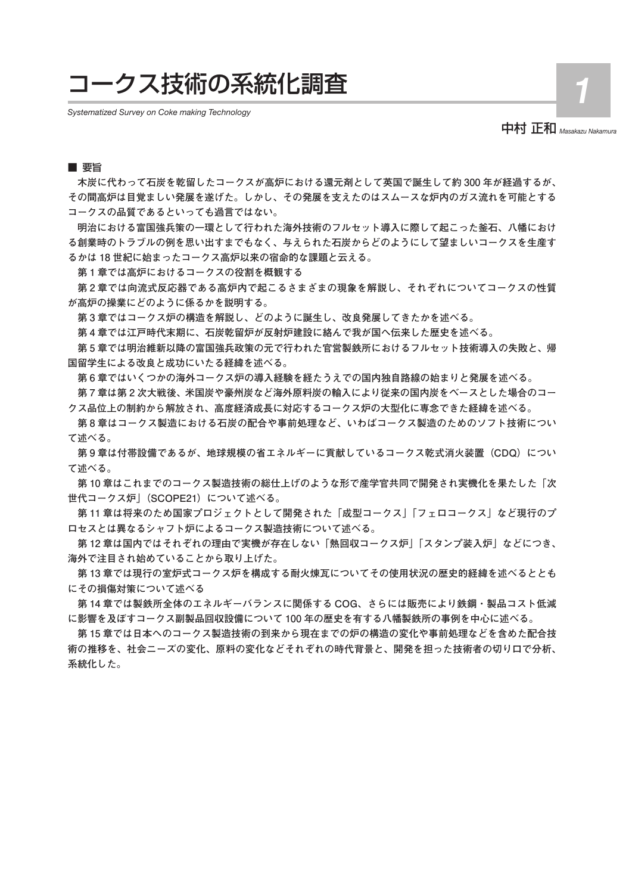# コークス技術の系統化調査

*Systematized Survey on Coke making Technology*

中村 正和 *Masakazu Nakamura*

## ■ 要旨

木炭に代わって石炭を乾留したコークスが高炉における還元剤として英国で誕生して約 300 年が経過するが、その間高炉は目覚ましい発展を遂げた。しかし、その発展を支えたのはスムースな炉内のガス流れを可能とするコークスの品質であるといっても過言ではない。

明治における富国強兵策の一環として行われた海外技術のフルセット導入に際して起こった釜石、八幡における創業時のトラブルの例を思い出すまでもなく、与えられた石炭からどのようにして望ましいコークスを生産するかは 18 世紀に始まったコークス高炉以来の宿命的な課題と云える。

第 1 章では高炉におけるコークスの役割を概観する

第 2 章では向流式反応器である高炉内で起こるさまざまの現象を解説し、それぞれについてコークスの性質が高炉の操業にどのように係るかを説明する。

第 3 章ではコークス炉の構造を解説し、どのように誕生し、改良発展してきたかを述べる。

第 4 章では江戸時代末期に、石炭乾留炉が反射炉建設に絡んで我が国へ伝来した歴史を述べる。

第 5 章では明治維新以降の富国強兵政策の元で行われた官営製鉄所におけるフルセット技術導入の失敗と、帰国留学生による改良と成功にいたる経緯を述べる。

第 6 章ではいくつかの海外コークス炉の導入経験を経たうえでの国内独自路線の始まりと発展を述べる。

第 7 章は第 2 次大戦後、米国炭や豪州炭など海外原料炭の輸入により従来の国内炭をベースとした場合のコークス品位上の制約から解放され、高度経済成長に対応するコークス炉の大型化に専念できた経緯を述べる。

第 8 章はコークス製造における石炭の配合や事前処理など、いわばコークス製造のためのソフト技術について述べる。

第 9 章は付帯設備であるが、地球規模の省エネルギーに貢献しているコークス乾式消火装置（CDQ）について述べる。

第 10 章はこれまでのコークス製造技術の総仕上げのような形で産学官共同で開発され実機化を果たした「次世代コークス炉」（SCOPE21）について述べる。

第 11 章は将来のため国家プロジェクトとして開発された「成型コークス」「フェロコークス」など現行のプロセスとは異なるシャフト炉によるコークス製造技術について述べる。

第 12 章は国内ではそれぞれの理由で実機が存在しない「熱回収コークス炉」「スタンプ装入炉」などにつき、海外で注目され始めていることから取り上げた。

第 13 章では現行の室炉式コークス炉を構成する耐火煉瓦についてその使用状況の歴史的経緯を述べるとともにその損傷対策について述べる

第 14 章では製鉄所全体のエネルギーバランスに関係する COG、さらには販売により鉄鋼・製品コスト低減に影響を及ぼすコークス副製品回収設備について 100 年の歴史を有する八幡製鉄所の事例を中心に述べる。

第 15 章では日本へのコークス製造技術の到来から現在までの炉の構造の変化や事前処理などを含めた配合技術の推移を、社会ニーズの変化、原料の変化などそれぞれの時代背景と、開発を担った技術者の切り口で分析、系統化した。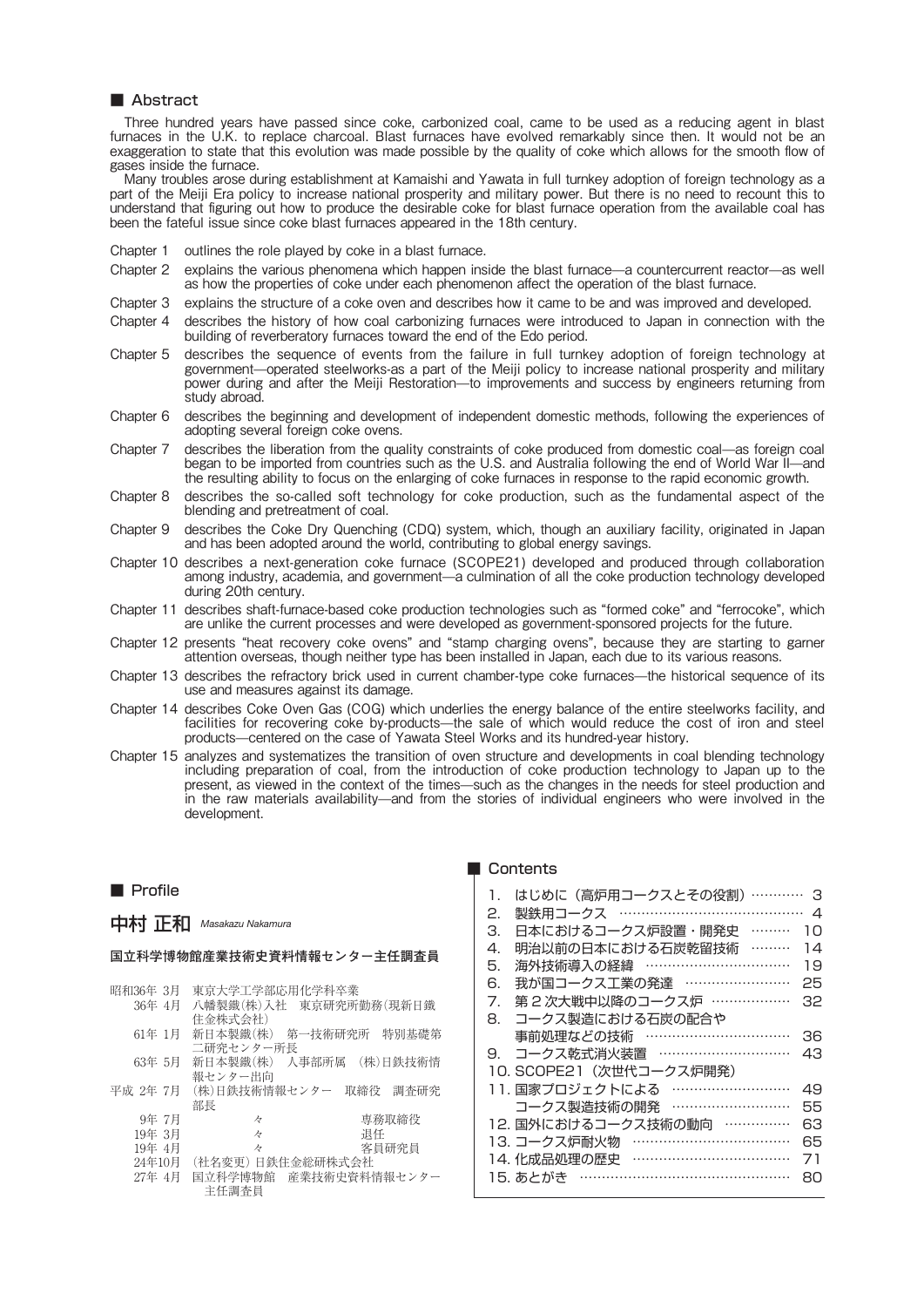## ■ Abstract

Three hundred years have passed since coke, carbonized coal, came to be used as a reducing agent in blast furnaces in the U.K. to replace charcoal. Blast furnaces have evolved remarkably since then. It would not be an exaggeration to state that this evolution was made possible by the quality of coke which allows for the smooth flow of gases inside the furnace.

Many troubles arose during establishment at Kamaishi and Yawata in full turnkey adoption of foreign technology as a part of the Meiji Era policy to increase national prosperity and military power. But there is no need to recount this to understand that figuring out how to produce the desirable coke for blast furnace operation from the available coal has been the fateful issue since coke blast furnaces appeared in the 18th century.

Chapter 1 outlines the role played by coke in a blast furnace.

Chapter 2 explains the various phenomena which happen inside the blast furnace—a countercurrent reactor—as well as how the properties of coke under each phenomenon affect the operation of the blast furnace.

Chapter 3 explains the structure of a coke oven and describes how it came to be and was improved and developed.

Chapter 4 describes the history of how coal carbonizing furnaces were introduced to Japan in connection with the building of reverberatory furnaces toward the end of the Edo period.

Chapter 5 describes the sequence of events from the failure in full turnkey adoption of foreign technology at government—operated steelworks-as a part of the Meiji policy to increase national prosperity and military power during and after the Meiji Restoration—to improvements and success by engineers returning from study abroad.

Chapter 6 describes the beginning and development of independent domestic methods, following the experiences of adopting several foreign coke ovens.

Chapter 7 describes the liberation from the quality constraints of coke produced from domestic coal—as foreign coal began to be imported from countries such as the U.S. and Australia following the end of World War II—and the resulting ability to focus on the enlarging of coke furnaces in response to the rapid economic growth.

Chapter 8 describes the so-called soft technology for coke production, such as the fundamental aspect of the blending and pretreatment of coal.

Chapter 9 describes the Coke Dry Quenching (CDQ) system, which, though an auxiliary facility, originated in Japan and has been adopted around the world, contributing to global energy savings.

Chapter 10 describes a next-generation coke furnace (SCOPE21) developed and produced through collaboration among industry, academia, and government—a culmination of all the coke production technology developed during 20th century.

Chapter 11 describes shaft-furnace-based coke production technologies such as "formed coke" and "ferrocoke", which are unlike the current processes and were developed as government-sponsored projects for the future.

Chapter 12 presents "heat recovery coke ovens" and "stamp charging ovens", because they are starting to garner attention overseas, though neither type has been installed in Japan, each due to its various reasons.

Chapter 13 describes the refractory brick used in current chamber-type coke furnaces—the historical sequence of its use and measures against its damage.

Chapter 14 describes Coke Oven Gas (COG) which underlies the energy balance of the entire steelworks facility, and facilities for recovering coke by-products—the sale of which would reduce the cost of iron and steel products—centered on the case of Yawata Steel Works and its hundred-year history.

Chapter 15 analyzes and systematizes the transition of oven structure and developments in coal blending technology including preparation of coal, from the introduction of coke production technology to Japan up to the present, as viewed in the context of the times—such as the changes in the needs for steel production and in the raw materials availability—and from the stories of individual engineers who were involved in the development.

## ■ Profile

### 中村 正和 *Masakazu Nakamura*

**国立科学博物館産業技術史資料情報センター主任調査員**

| | |
|---|---|
| 昭和36年 3月 | 東京大学工学部応用化学科卒業 |
| 36年 4月 | 八幡製鐵(株)入社　東京研究所勤務(現新日鐵住金株式会社) |
| 61年 1月 | 新日本製鐵(株)　第一技術研究所　特別基礎第二研究センター所長 |
| 63年 5月 | 新日本製鐵(株)　人事部所属　(株)日鉄技術情報センター出向 |
| 平成 2年 7月 | (株)日鉄技術情報センター　取締役　調査研究部長 |
| 9年 7月 | 〃　専務取締役 |
| 19年 3月 | 〃　退任 |
| 19年 4月 | 〃　客員研究員 |
| 24年10月 | (社名変更) 日鉄住金総研株式会社 |
| 27年 4月 | 国立科学博物館　産業技術史資料情報センター　主任調査員 |

## ■ Contents

| | |
|---|---|
| 1. はじめに（高炉用コークスとその役割） | 3 |
| 2. 製鉄用コークス | 4 |
| 3. 日本におけるコークス炉設置・開発史 | 10 |
| 4. 明治以前の日本における石炭乾留技術 | 14 |
| 5. 海外技術導入の経緯 | 19 |
| 6. 我が国コークス工業の発達 | 25 |
| 7. 第２次大戦中以降のコークス炉 | 32 |
| 8. コークス製造における石炭の配合や事前処理などの技術 | 36 |
| 9. コークス乾式消火装置 | 43 |
| 10. SCOPE21（次世代コークス炉開発） | 49 |
| 11. 国家プロジェクトによるコークス製造技術の開発 | 55 |
| 12. 国外におけるコークス技術の動向 | 63 |
| 13. コークス炉耐火物 | 65 |
| 14. 化成品処理の歴史 | 71 |
| 15. あとがき | 80 |